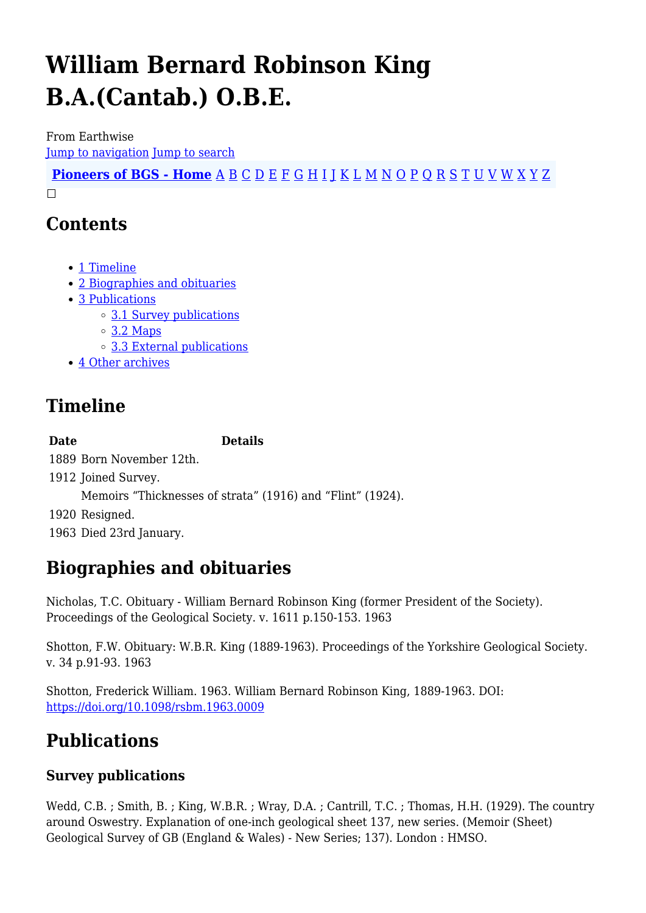# William Bernard Robinson King B.A.(Cantab.) O.B.E.

From Earthwise

Jump to navigation Jump to search

**Pioneers of BGS - Home** A B C D E F G H I J K L M N O P Q R S T U V W X Y Z

## Contents

- 1 Timeline
- 2 Biographies and obituaries
- 3 Publications
  - 3.1 Survey publications
  - 3.2 Maps
  - 3.3 External publications
- 4 Other archives

## Timeline

| Date | Details |
|---|---|
| 1889 | Born November 12th. |
| 1912 | Joined Survey. |
| | Memoirs “Thicknesses of strata” (1916) and “Flint” (1924). |
| 1920 | Resigned. |
| 1963 | Died 23rd January. |

## Biographies and obituaries

Nicholas, T.C. Obituary - William Bernard Robinson King (former President of the Society). Proceedings of the Geological Society. v. 1611 p.150-153. 1963

Shotton, F.W. Obituary: W.B.R. King (1889-1963). Proceedings of the Yorkshire Geological Society. v. 34 p.91-93. 1963

Shotton, Frederick William. 1963. William Bernard Robinson King, 1889-1963. DOI: https://doi.org/10.1098/rsbm.1963.0009

## Publications

### Survey publications

Wedd, C.B. ; Smith, B. ; King, W.B.R. ; Wray, D.A. ; Cantrill, T.C. ; Thomas, H.H. (1929). The country around Oswestry. Explanation of one-inch geological sheet 137, new series. (Memoir (Sheet) Geological Survey of GB (England & Wales) - New Series; 137). London : HMSO.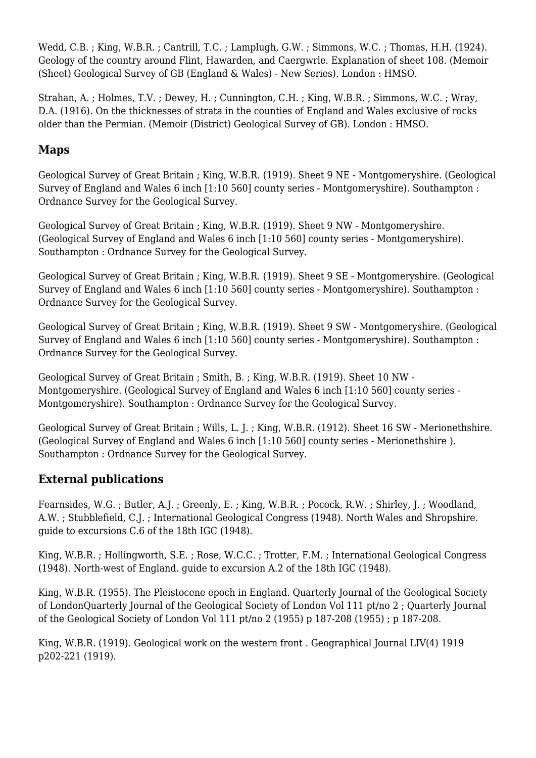Wedd, C.B. ; King, W.B.R. ; Cantrill, T.C. ; Lamplugh, G.W. ; Simmons, W.C. ; Thomas, H.H. (1924). Geology of the country around Flint, Hawarden, and Caergwrle. Explanation of sheet 108. (Memoir (Sheet) Geological Survey of GB (England & Wales) - New Series). London : HMSO.

Strahan, A. ; Holmes, T.V. ; Dewey, H. ; Cunnington, C.H. ; King, W.B.R. ; Simmons, W.C. ; Wray, D.A. (1916). On the thicknesses of strata in the counties of England and Wales exclusive of rocks older than the Permian. (Memoir (District) Geological Survey of GB). London : HMSO.

## Maps

Geological Survey of Great Britain ; King, W.B.R. (1919). Sheet 9 NE - Montgomeryshire. (Geological Survey of England and Wales 6 inch [1:10 560] county series - Montgomeryshire). Southampton : Ordnance Survey for the Geological Survey.

Geological Survey of Great Britain ; King, W.B.R. (1919). Sheet 9 NW - Montgomeryshire. (Geological Survey of England and Wales 6 inch [1:10 560] county series - Montgomeryshire). Southampton : Ordnance Survey for the Geological Survey.

Geological Survey of Great Britain ; King, W.B.R. (1919). Sheet 9 SE - Montgomeryshire. (Geological Survey of England and Wales 6 inch [1:10 560] county series - Montgomeryshire). Southampton : Ordnance Survey for the Geological Survey.

Geological Survey of Great Britain ; King, W.B.R. (1919). Sheet 9 SW - Montgomeryshire. (Geological Survey of England and Wales 6 inch [1:10 560] county series - Montgomeryshire). Southampton : Ordnance Survey for the Geological Survey.

Geological Survey of Great Britain ; Smith, B. ; King, W.B.R. (1919). Sheet 10 NW - Montgomeryshire. (Geological Survey of England and Wales 6 inch [1:10 560] county series - Montgomeryshire). Southampton : Ordnance Survey for the Geological Survey.

Geological Survey of Great Britain ; Wills, L. J. ; King, W.B.R. (1912). Sheet 16 SW - Merionethshire. (Geological Survey of England and Wales 6 inch [1:10 560] county series - Merionethshire ). Southampton : Ordnance Survey for the Geological Survey.

## External publications

Fearnsides, W.G. ; Butler, A.J. ; Greenly, E. ; King, W.B.R. ; Pocock, R.W. ; Shirley, J. ; Woodland, A.W. ; Stubblefield, C.J. ; International Geological Congress (1948). North Wales and Shropshire. guide to excursions C.6 of the 18th IGC (1948).

King, W.B.R. ; Hollingworth, S.E. ; Rose, W.C.C. ; Trotter, F.M. ; International Geological Congress (1948). North-west of England. guide to excursion A.2 of the 18th IGC (1948).

King, W.B.R. (1955). The Pleistocene epoch in England. Quarterly Journal of the Geological Society of LondonQuarterly Journal of the Geological Society of London Vol 111 pt/no 2 ; Quarterly Journal of the Geological Society of London Vol 111 pt/no 2 (1955) p 187-208 (1955) ; p 187-208.

King, W.B.R. (1919). Geological work on the western front . Geographical Journal LIV(4) 1919 p202-221 (1919).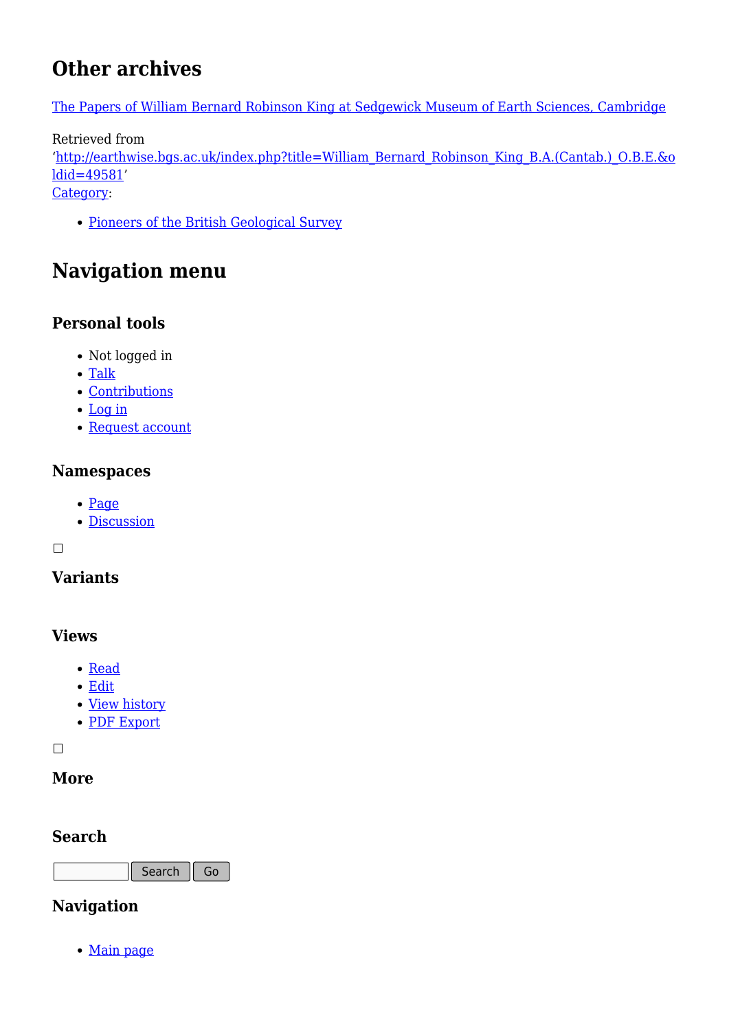## Other archives

The Papers of William Bernard Robinson King at Sedgewick Museum of Earth Sciences, Cambridge

Retrieved from
'http://earthwise.bgs.ac.uk/index.php?title=William_Bernard_Robinson_King_B.A.(Cantab.)_O.B.E.&oldid=49581'
Category:

- Pioneers of the British Geological Survey

## Navigation menu

### Personal tools

- Not logged in
- Talk
- Contributions
- Log in
- Request account

### Namespaces

- Page
- Discussion

### Variants

### Views

- Read
- Edit
- View history
- PDF Export

### More

### Search

Search Go

### Navigation

- Main page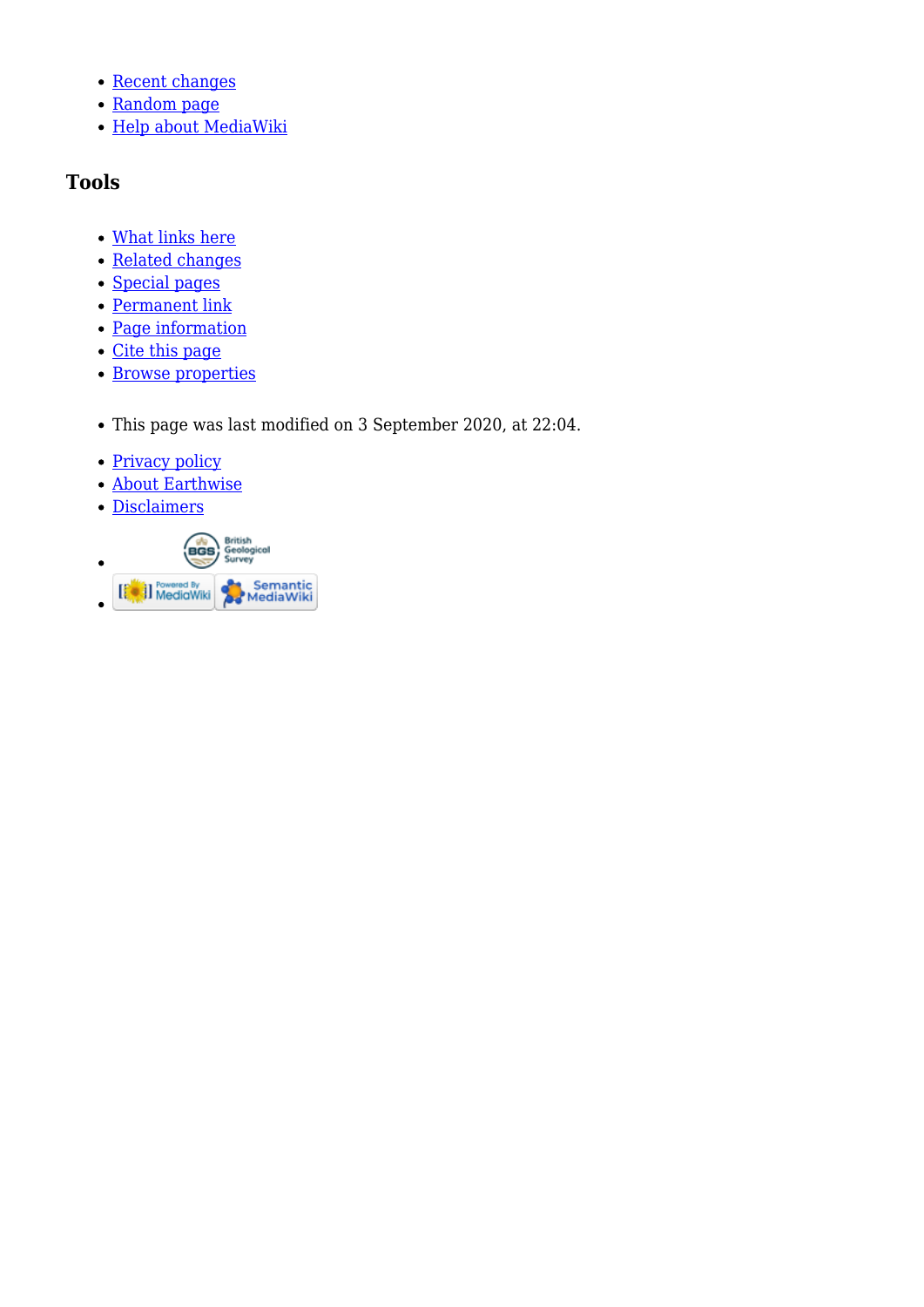- Recent changes
- Random page
- Help about MediaWiki

## Tools

- What links here
- Related changes
- Special pages
- Permanent link
- Page information
- Cite this page
- Browse properties

- This page was last modified on 3 September 2020, at 22:04.

- Privacy policy
- About Earthwise
- Disclaimers